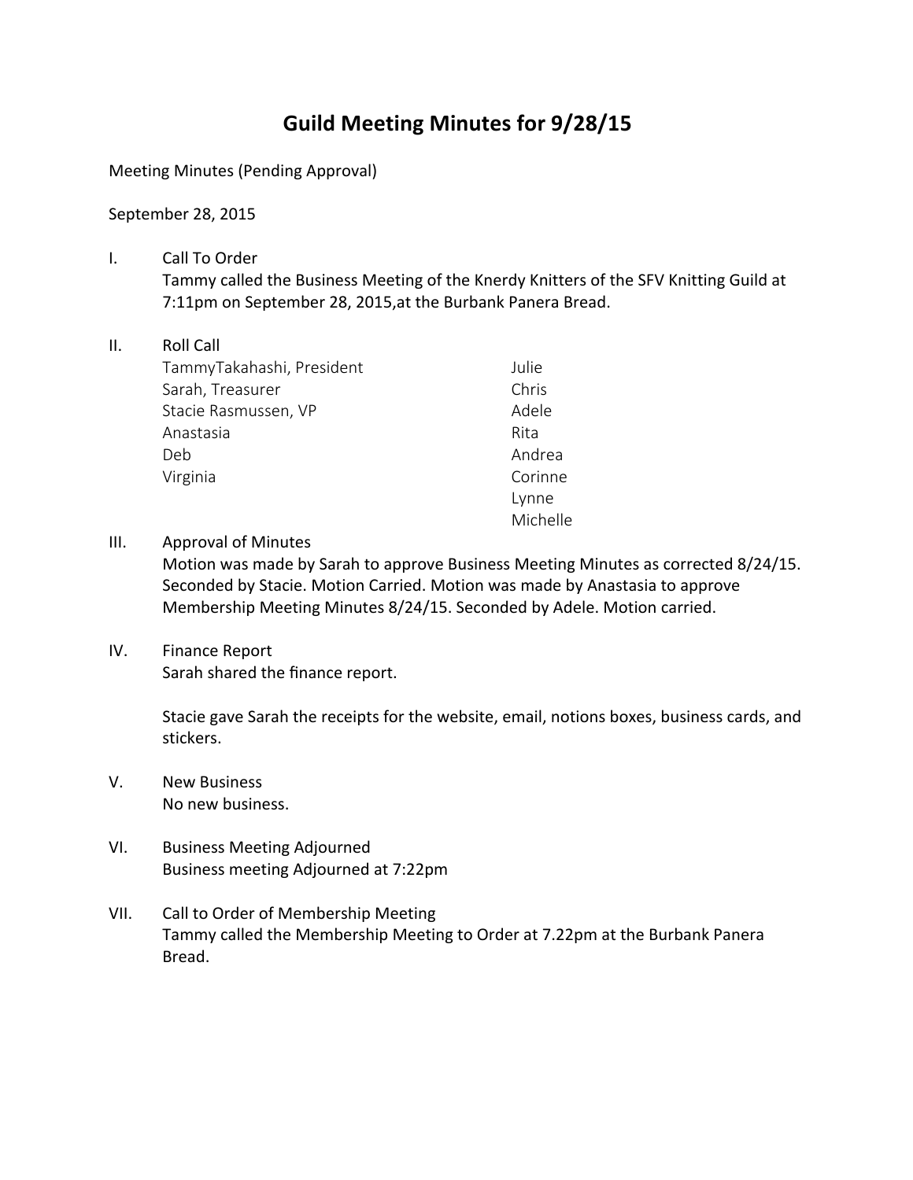# Guild Meeting Minutes for 9/28/15

Meeting Minutes (Pending Approval)

September 28, 2015

I. Call To Order

Tammy called the Business Meeting of the Knerdy Knitters of the SFV Knitting Guild at 7:11pm on September 28, 2015,at the Burbank Panera Bread.

II. Roll Call

| | |
|---|---|
| TammyTakahashi, President | Julie |
| Sarah, Treasurer | Chris |
| Stacie Rasmussen, VP | Adele |
| Anastasia | Rita |
| Deb | Andrea |
| Virginia | Corinne |
| | Lynne |
| | Michelle |

III. Approval of Minutes

Motion was made by Sarah to approve Business Meeting Minutes as corrected 8/24/15. Seconded by Stacie. Motion Carried. Motion was made by Anastasia to approve Membership Meeting Minutes 8/24/15. Seconded by Adele. Motion carried.

IV. Finance Report

Sarah shared the finance report.

Stacie gave Sarah the receipts for the website, email, notions boxes, business cards, and stickers.

V. New Business

No new business.

VI. Business Meeting Adjourned

Business meeting Adjourned at 7:22pm

VII. Call to Order of Membership Meeting

Tammy called the Membership Meeting to Order at 7.22pm at the Burbank Panera Bread.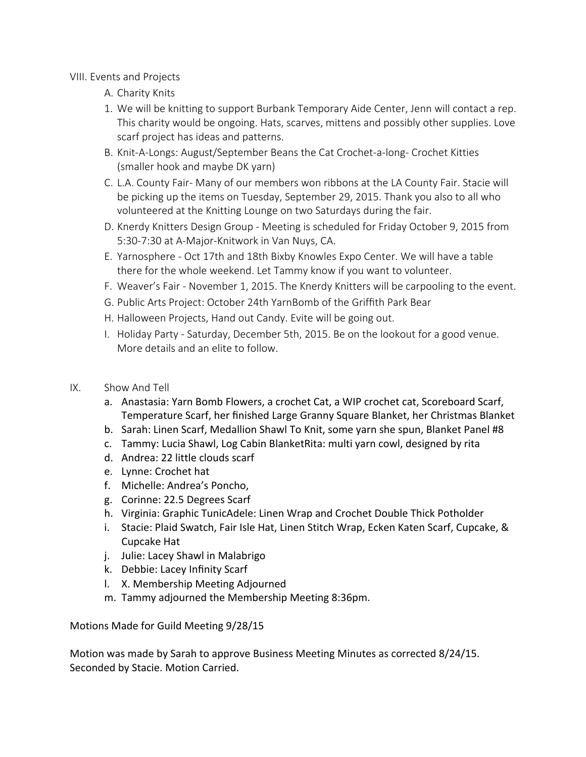VIII. Events and Projects

A. Charity Knits

1. We will be knitting to support Burbank Temporary Aide Center, Jenn will contact a rep. This charity would be ongoing. Hats, scarves, mittens and possibly other supplies. Love scarf project has ideas and patterns.

B. Knit-A-Longs: August/September Beans the Cat Crochet-a-long- Crochet Kitties (smaller hook and maybe DK yarn)

C. L.A. County Fair- Many of our members won ribbons at the LA County Fair. Stacie will be picking up the items on Tuesday, September 29, 2015. Thank you also to all who volunteered at the Knitting Lounge on two Saturdays during the fair.

D. Knerdy Knitters Design Group - Meeting is scheduled for Friday October 9, 2015 from 5:30-7:30 at A-Major-Knitwork in Van Nuys, CA.

E. Yarnosphere - Oct 17th and 18th Bixby Knowles Expo Center. We will have a table there for the whole weekend. Let Tammy know if you want to volunteer.

F. Weaver's Fair - November 1, 2015. The Knerdy Knitters will be carpooling to the event.

G. Public Arts Project: October 24th YarnBomb of the Griffith Park Bear

H. Halloween Projects, Hand out Candy. Evite will be going out.

I. Holiday Party - Saturday, December 5th, 2015. Be on the lookout for a good venue. More details and an elite to follow.

IX. Show And Tell

a. Anastasia: Yarn Bomb Flowers, a crochet Cat, a WIP crochet cat, Scoreboard Scarf, Temperature Scarf, her finished Large Granny Square Blanket, her Christmas Blanket
b. Sarah: Linen Scarf, Medallion Shawl To Knit, some yarn she spun, Blanket Panel #8
c. Tammy: Lucia Shawl, Log Cabin BlanketRita: multi yarn cowl, designed by rita
d. Andrea: 22 little clouds scarf
e. Lynne: Crochet hat
f. Michelle: Andrea's Poncho,
g. Corinne: 22.5 Degrees Scarf
h. Virginia: Graphic TunicAdele: Linen Wrap and Crochet Double Thick Potholder
i. Stacie: Plaid Swatch, Fair Isle Hat, Linen Stitch Wrap, Ecken Katen Scarf, Cupcake, & Cupcake Hat
j. Julie: Lacey Shawl in Malabrigo
k. Debbie: Lacey Infinity Scarf
l. X. Membership Meeting Adjourned
m. Tammy adjourned the Membership Meeting 8:36pm.

Motions Made for Guild Meeting 9/28/15

Motion was made by Sarah to approve Business Meeting Minutes as corrected 8/24/15. Seconded by Stacie. Motion Carried.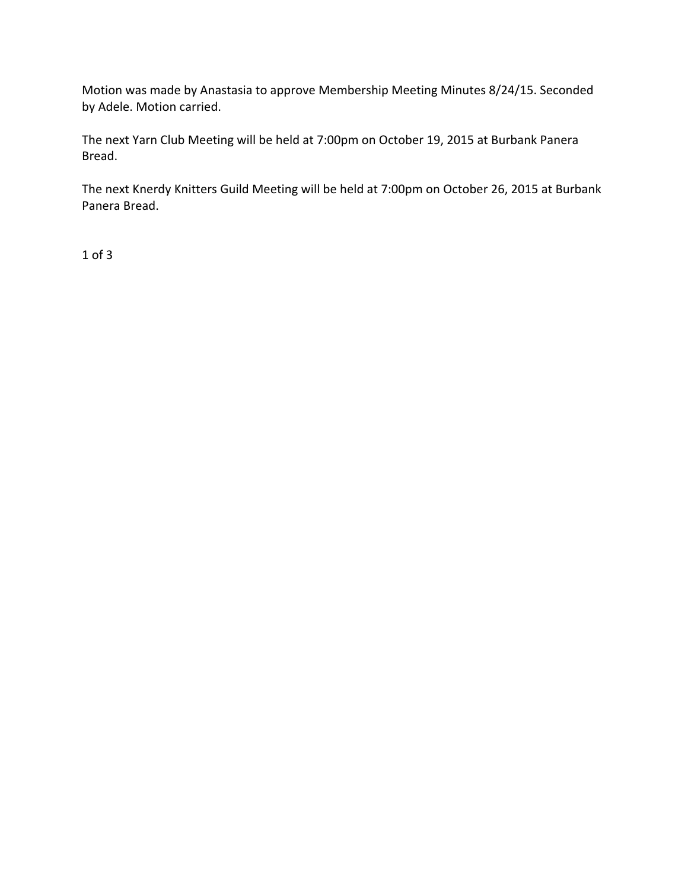Motion was made by Anastasia to approve Membership Meeting Minutes 8/24/15. Seconded by Adele. Motion carried.

The next Yarn Club Meeting will be held at 7:00pm on October 19, 2015 at Burbank Panera Bread.

The next Knerdy Knitters Guild Meeting will be held at 7:00pm on October 26, 2015 at Burbank Panera Bread.